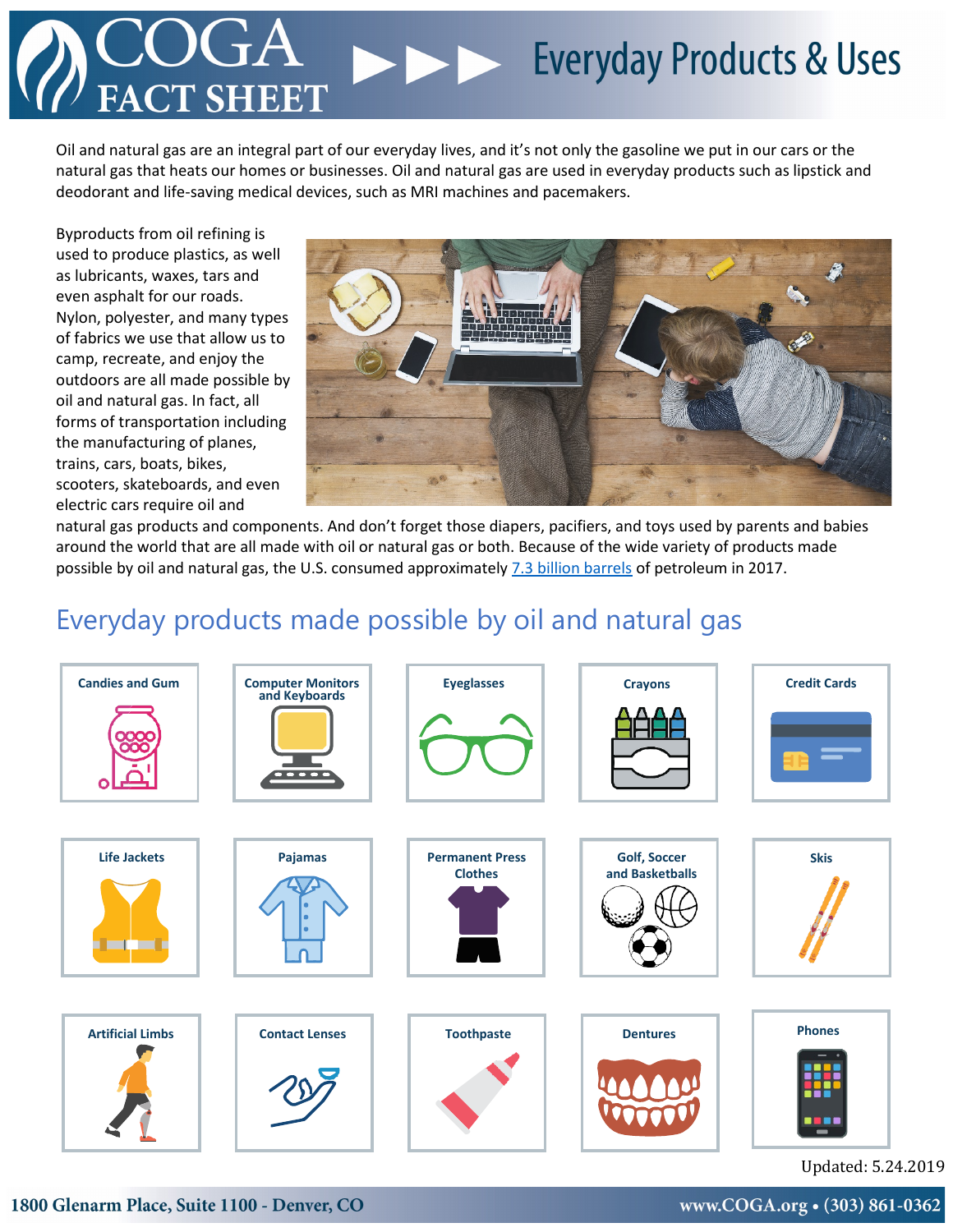# COGA FACT SHEET — Everyday Products & Uses

Oil and natural gas are an integral part of our everyday lives, and it's not only the gasoline we put in our cars or the natural gas that heats our homes or businesses. Oil and natural gas are used in everyday products such as lipstick and deodorant and life-saving medical devices, such as MRI machines and pacemakers.

Byproducts from oil refining is used to produce plastics, as well as lubricants, waxes, tars and even asphalt for our roads. Nylon, polyester, and many types of fabrics we use that allow us to camp, recreate, and enjoy the outdoors are all made possible by oil and natural gas. In fact, all forms of transportation including the manufacturing of planes, trains, cars, boats, bikes, scooters, skateboards, and even electric cars require oil and natural gas products and components. And don't forget those diapers, pacifiers, and toys used by parents and babies around the world that are all made with oil or natural gas or both. Because of the wide variety of products made possible by oil and natural gas, the U.S. consumed approximately 7.3 billion barrels of petroleum in 2017.

## Everyday products made possible by oil and natural gas

| | | | | |
|---|---|---|---|---|
| Candies and Gum | Computer Monitors and Keyboards | Eyeglasses | Crayons | Credit Cards |
| Life Jackets | Pajamas | Permanent Press Clothes | Golf, Soccer and Basketballs | Skis |
| Artificial Limbs | Contact Lenses | Toothpaste | Dentures | Phones |

Updated: 5.24.2019

1800 Glenarm Place, Suite 1100 - Denver, CO

www.COGA.org • (303) 861-0362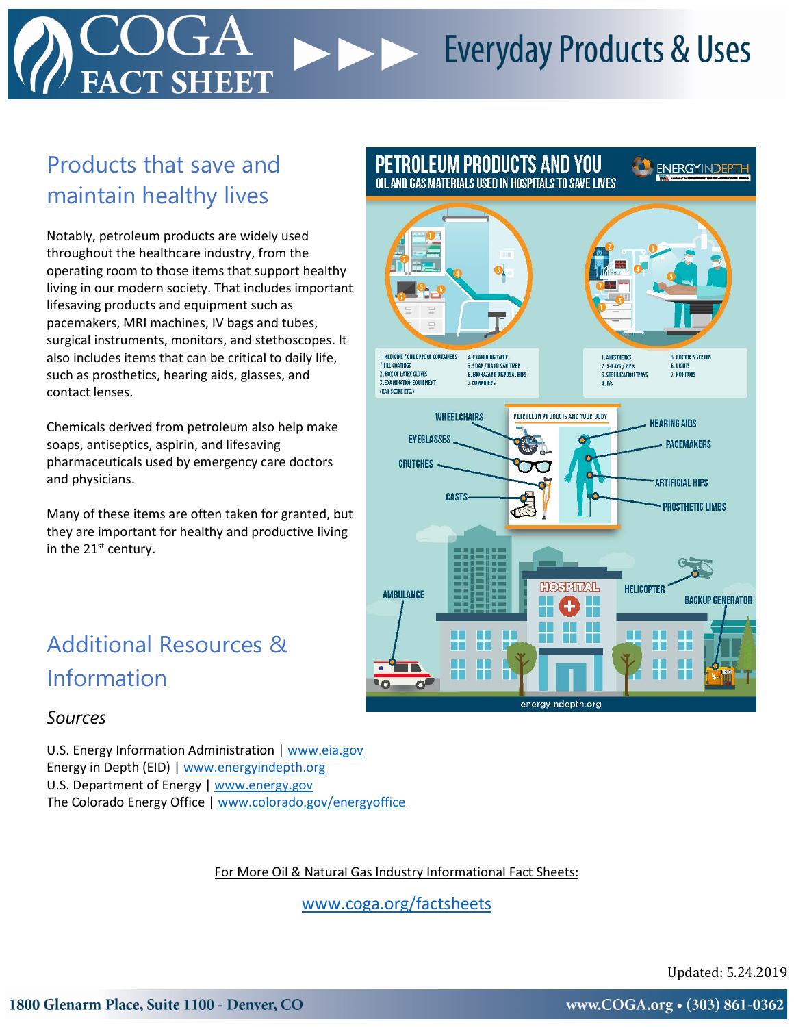# Everyday Products & Uses

## Products that save and maintain healthy lives

Notably, petroleum products are widely used throughout the healthcare industry, from the operating room to those items that support healthy living in our modern society. That includes important lifesaving products and equipment such as pacemakers, MRI machines, IV bags and tubes, surgical instruments, monitors, and stethoscopes. It also includes items that can be critical to daily life, such as prosthetics, hearing aids, glasses, and contact lenses.

Chemicals derived from petroleum also help make soaps, antiseptics, aspirin, and lifesaving pharmaceuticals used by emergency care doctors and physicians.

Many of these items are often taken for granted, but they are important for healthy and productive living in the 21st century.

PETROLEUM PRODUCTS AND YOU

OIL AND GAS MATERIALS USED IN HOSPITALS TO SAVE LIVES

ENERGYINDEPTH

1. MEDICINE / CHILDPROOF CONTAINERS / PILL COATING
2. BOX OF LATEX GLOVES
3. EXAMINATION EQUIPMENT (EAR SCOPE ETC.)
4. EXAMINING TABLE
5. SOAP / HAND SANITIZER
6. BIOHAZARD DISPOSAL BINS
7. COMPUTERS

1. ANESTHETICS
2. X-RAYS / MRIs
3. STERILIZATION TRAYS
4. IVs
5. DOCTOR'S SCRUBS
6. LIGHTS
7. MONITORS

PETROLEUM PRODUCTS AND YOUR BODY

WHEELCHAIRS

EYEGLASSES

CRUTCHES

CASTS

HEARING AIDS

PACEMAKERS

ARTIFICIAL HIPS

PROSTHETIC LIMBS

HOSPITAL

AMBULANCE

HELICOPTER

BACKUP GENERATOR

energyindepth.org

## Additional Resources & Information

### *Sources*

U.S. Energy Information Administration | www.eia.gov
Energy in Depth (EID) | www.energyindepth.org
U.S. Department of Energy | www.energy.gov
The Colorado Energy Office | www.colorado.gov/energyoffice

For More Oil & Natural Gas Industry Informational Fact Sheets:

www.coga.org/factsheets

Updated: 5.24.2019